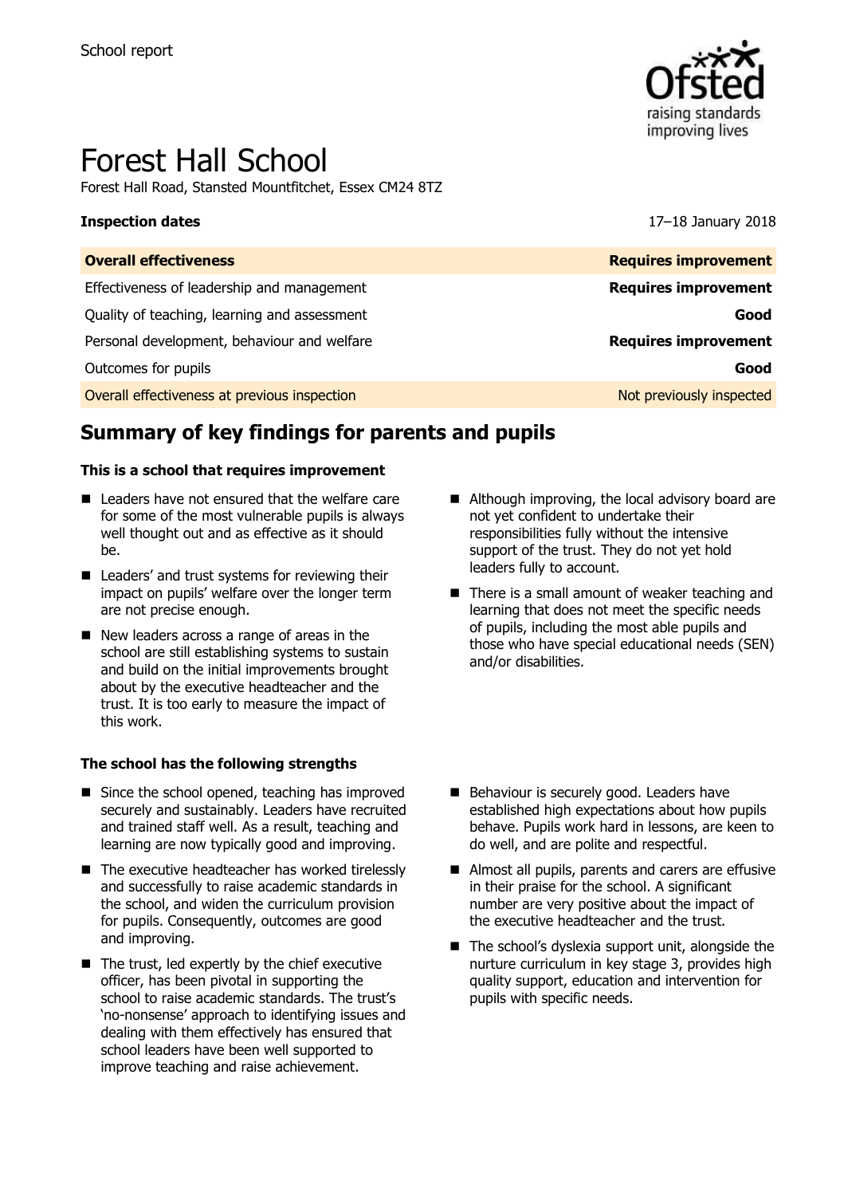School report

# Forest Hall School

Forest Hall Road, Stansted Mountfitchet, Essex CM24 8TZ

**Inspection dates** 17–18 January 2018

| **Overall effectiveness** | **Requires improvement** |
| --- | --- |
| Effectiveness of leadership and management | **Requires improvement** |
| Quality of teaching, learning and assessment | **Good** |
| Personal development, behaviour and welfare | **Requires improvement** |
| Outcomes for pupils | **Good** |
| Overall effectiveness at previous inspection | Not previously inspected |

## Summary of key findings for parents and pupils

**This is a school that requires improvement**

- Leaders have not ensured that the welfare care for some of the most vulnerable pupils is always well thought out and as effective as it should be.
- Leaders' and trust systems for reviewing their impact on pupils' welfare over the longer term are not precise enough.
- New leaders across a range of areas in the school are still establishing systems to sustain and build on the initial improvements brought about by the executive headteacher and the trust. It is too early to measure the impact of this work.
- Although improving, the local advisory board are not yet confident to undertake their responsibilities fully without the intensive support of the trust. They do not yet hold leaders fully to account.
- There is a small amount of weaker teaching and learning that does not meet the specific needs of pupils, including the most able pupils and those who have special educational needs (SEN) and/or disabilities.

**The school has the following strengths**

- Since the school opened, teaching has improved securely and sustainably. Leaders have recruited and trained staff well. As a result, teaching and learning are now typically good and improving.
- The executive headteacher has worked tirelessly and successfully to raise academic standards in the school, and widen the curriculum provision for pupils. Consequently, outcomes are good and improving.
- The trust, led expertly by the chief executive officer, has been pivotal in supporting the school to raise academic standards. The trust's 'no-nonsense' approach to identifying issues and dealing with them effectively has ensured that school leaders have been well supported to improve teaching and raise achievement.
- Behaviour is securely good. Leaders have established high expectations about how pupils behave. Pupils work hard in lessons, are keen to do well, and are polite and respectful.
- Almost all pupils, parents and carers are effusive in their praise for the school. A significant number are very positive about the impact of the executive headteacher and the trust.
- The school's dyslexia support unit, alongside the nurture curriculum in key stage 3, provides high quality support, education and intervention for pupils with specific needs.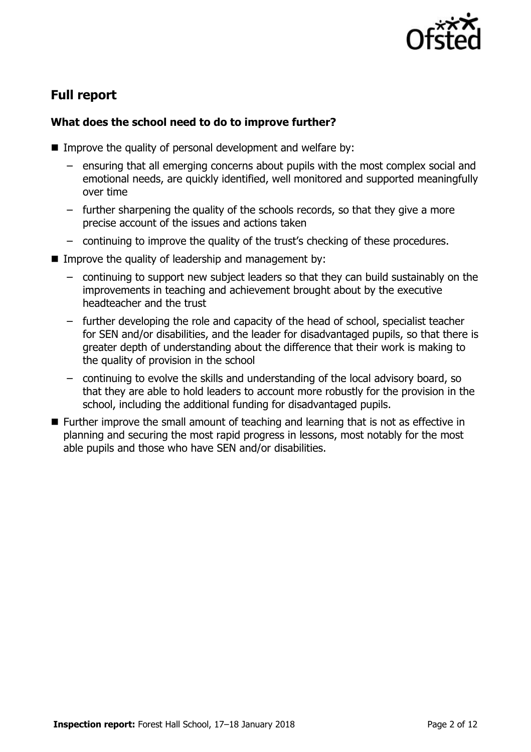## Full report

### What does the school need to do to improve further?

- Improve the quality of personal development and welfare by:
  - ensuring that all emerging concerns about pupils with the most complex social and emotional needs, are quickly identified, well monitored and supported meaningfully over time
  - further sharpening the quality of the schools records, so that they give a more precise account of the issues and actions taken
  - continuing to improve the quality of the trust's checking of these procedures.
- Improve the quality of leadership and management by:
  - continuing to support new subject leaders so that they can build sustainably on the improvements in teaching and achievement brought about by the executive headteacher and the trust
  - further developing the role and capacity of the head of school, specialist teacher for SEN and/or disabilities, and the leader for disadvantaged pupils, so that there is greater depth of understanding about the difference that their work is making to the quality of provision in the school
  - continuing to evolve the skills and understanding of the local advisory board, so that they are able to hold leaders to account more robustly for the provision in the school, including the additional funding for disadvantaged pupils.
- Further improve the small amount of teaching and learning that is not as effective in planning and securing the most rapid progress in lessons, most notably for the most able pupils and those who have SEN and/or disabilities.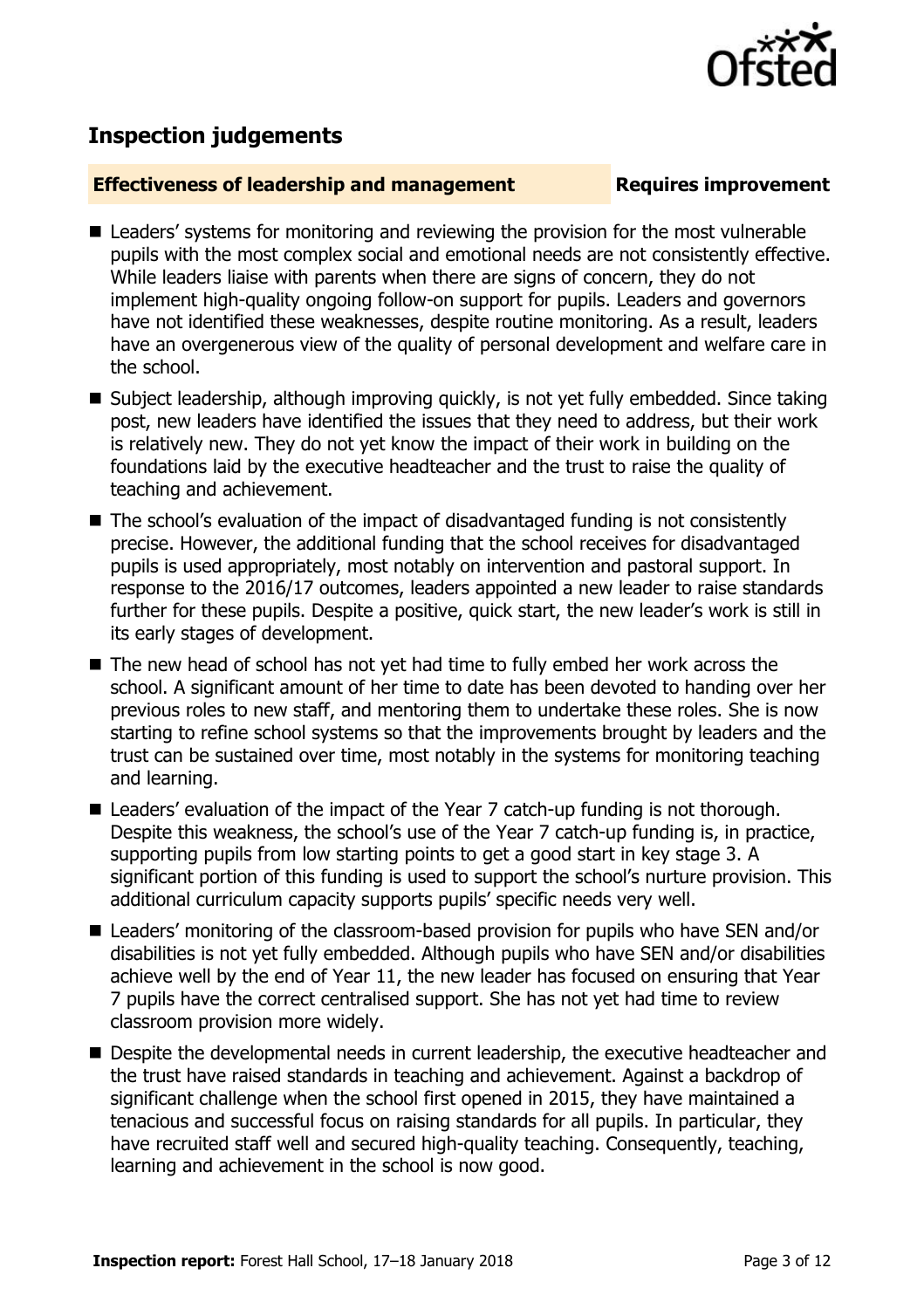## Inspection judgements

### Effectiveness of leadership and management — Requires improvement

- Leaders' systems for monitoring and reviewing the provision for the most vulnerable pupils with the most complex social and emotional needs are not consistently effective. While leaders liaise with parents when there are signs of concern, they do not implement high-quality ongoing follow-on support for pupils. Leaders and governors have not identified these weaknesses, despite routine monitoring. As a result, leaders have an overgenerous view of the quality of personal development and welfare care in the school.
- Subject leadership, although improving quickly, is not yet fully embedded. Since taking post, new leaders have identified the issues that they need to address, but their work is relatively new. They do not yet know the impact of their work in building on the foundations laid by the executive headteacher and the trust to raise the quality of teaching and achievement.
- The school's evaluation of the impact of disadvantaged funding is not consistently precise. However, the additional funding that the school receives for disadvantaged pupils is used appropriately, most notably on intervention and pastoral support. In response to the 2016/17 outcomes, leaders appointed a new leader to raise standards further for these pupils. Despite a positive, quick start, the new leader's work is still in its early stages of development.
- The new head of school has not yet had time to fully embed her work across the school. A significant amount of her time to date has been devoted to handing over her previous roles to new staff, and mentoring them to undertake these roles. She is now starting to refine school systems so that the improvements brought by leaders and the trust can be sustained over time, most notably in the systems for monitoring teaching and learning.
- Leaders' evaluation of the impact of the Year 7 catch-up funding is not thorough. Despite this weakness, the school's use of the Year 7 catch-up funding is, in practice, supporting pupils from low starting points to get a good start in key stage 3. A significant portion of this funding is used to support the school's nurture provision. This additional curriculum capacity supports pupils' specific needs very well.
- Leaders' monitoring of the classroom-based provision for pupils who have SEN and/or disabilities is not yet fully embedded. Although pupils who have SEN and/or disabilities achieve well by the end of Year 11, the new leader has focused on ensuring that Year 7 pupils have the correct centralised support. She has not yet had time to review classroom provision more widely.
- Despite the developmental needs in current leadership, the executive headteacher and the trust have raised standards in teaching and achievement. Against a backdrop of significant challenge when the school first opened in 2015, they have maintained a tenacious and successful focus on raising standards for all pupils. In particular, they have recruited staff well and secured high-quality teaching. Consequently, teaching, learning and achievement in the school is now good.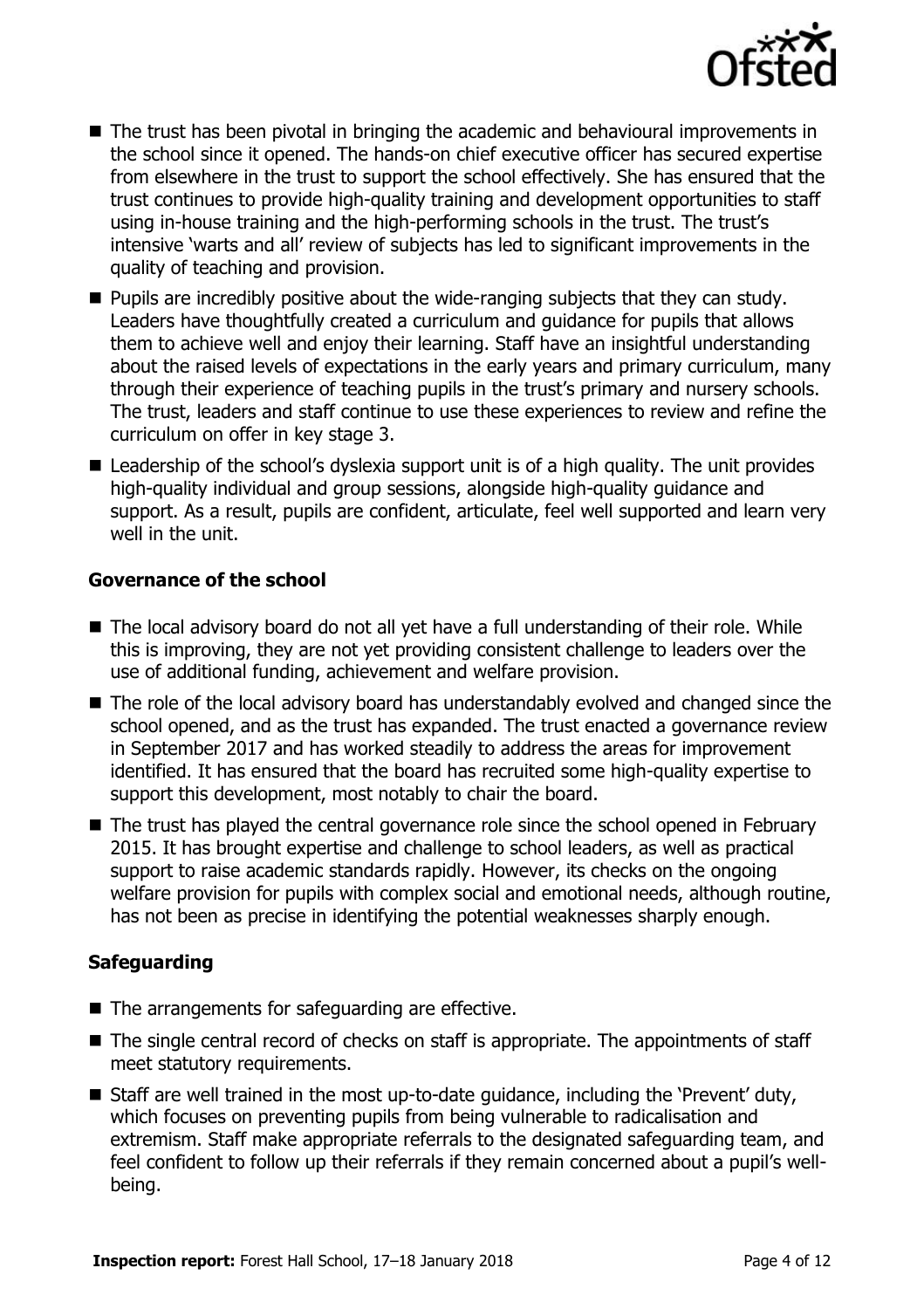- The trust has been pivotal in bringing the academic and behavioural improvements in the school since it opened. The hands-on chief executive officer has secured expertise from elsewhere in the trust to support the school effectively. She has ensured that the trust continues to provide high-quality training and development opportunities to staff using in-house training and the high-performing schools in the trust. The trust's intensive 'warts and all' review of subjects has led to significant improvements in the quality of teaching and provision.
- Pupils are incredibly positive about the wide-ranging subjects that they can study. Leaders have thoughtfully created a curriculum and guidance for pupils that allows them to achieve well and enjoy their learning. Staff have an insightful understanding about the raised levels of expectations in the early years and primary curriculum, many through their experience of teaching pupils in the trust's primary and nursery schools. The trust, leaders and staff continue to use these experiences to review and refine the curriculum on offer in key stage 3.
- Leadership of the school's dyslexia support unit is of a high quality. The unit provides high-quality individual and group sessions, alongside high-quality guidance and support. As a result, pupils are confident, articulate, feel well supported and learn very well in the unit.

### Governance of the school

- The local advisory board do not all yet have a full understanding of their role. While this is improving, they are not yet providing consistent challenge to leaders over the use of additional funding, achievement and welfare provision.
- The role of the local advisory board has understandably evolved and changed since the school opened, and as the trust has expanded. The trust enacted a governance review in September 2017 and has worked steadily to address the areas for improvement identified. It has ensured that the board has recruited some high-quality expertise to support this development, most notably to chair the board.
- The trust has played the central governance role since the school opened in February 2015. It has brought expertise and challenge to school leaders, as well as practical support to raise academic standards rapidly. However, its checks on the ongoing welfare provision for pupils with complex social and emotional needs, although routine, has not been as precise in identifying the potential weaknesses sharply enough.

### Safeguarding

- The arrangements for safeguarding are effective.
- The single central record of checks on staff is appropriate. The appointments of staff meet statutory requirements.
- Staff are well trained in the most up-to-date guidance, including the 'Prevent' duty, which focuses on preventing pupils from being vulnerable to radicalisation and extremism. Staff make appropriate referrals to the designated safeguarding team, and feel confident to follow up their referrals if they remain concerned about a pupil's well-being.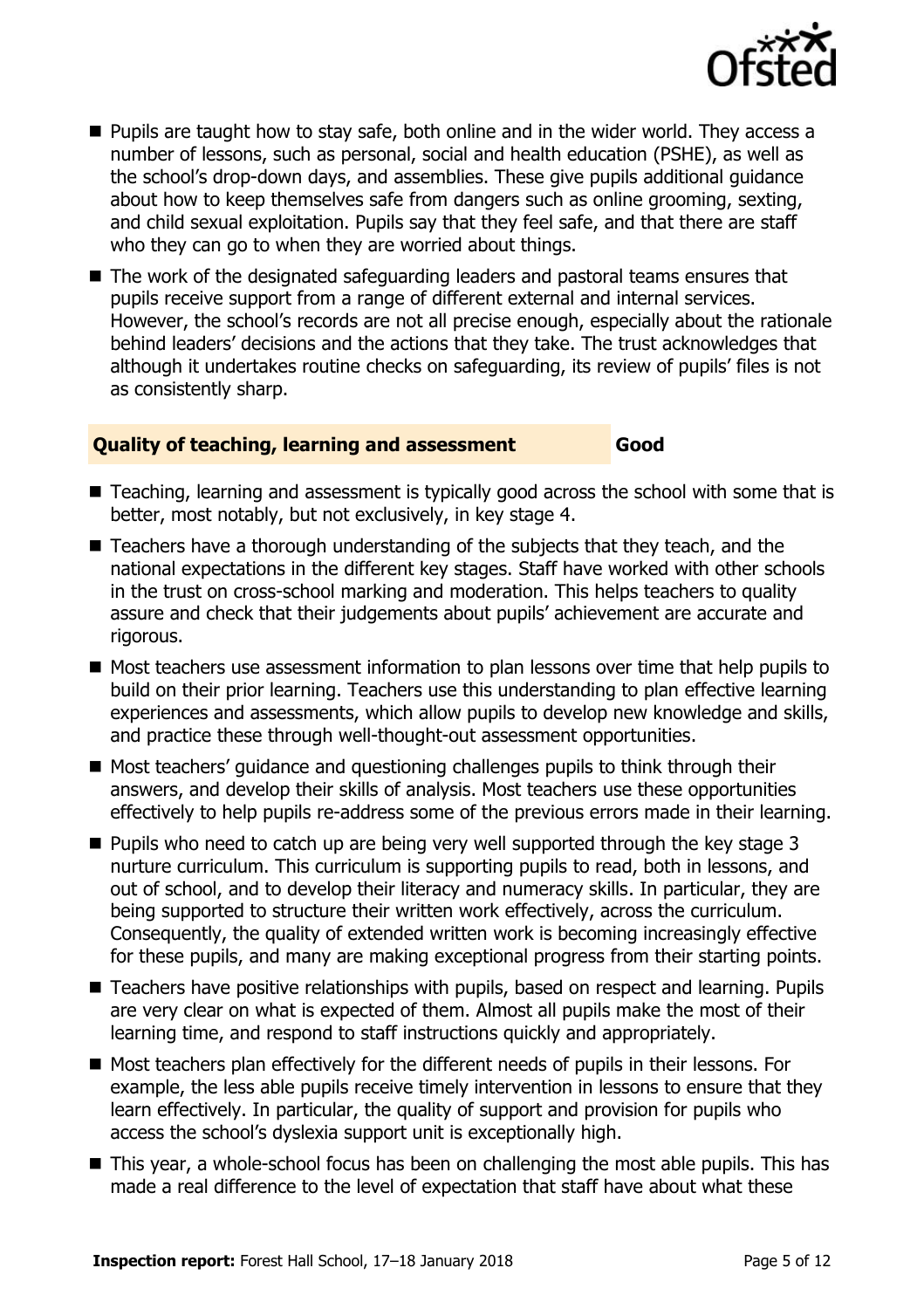- Pupils are taught how to stay safe, both online and in the wider world. They access a number of lessons, such as personal, social and health education (PSHE), as well as the school's drop-down days, and assemblies. These give pupils additional guidance about how to keep themselves safe from dangers such as online grooming, sexting, and child sexual exploitation. Pupils say that they feel safe, and that there are staff who they can go to when they are worried about things.
- The work of the designated safeguarding leaders and pastoral teams ensures that pupils receive support from a range of different external and internal services. However, the school's records are not all precise enough, especially about the rationale behind leaders' decisions and the actions that they take. The trust acknowledges that although it undertakes routine checks on safeguarding, its review of pupils' files is not as consistently sharp.

### Quality of teaching, learning and assessment — Good

- Teaching, learning and assessment is typically good across the school with some that is better, most notably, but not exclusively, in key stage 4.
- Teachers have a thorough understanding of the subjects that they teach, and the national expectations in the different key stages. Staff have worked with other schools in the trust on cross-school marking and moderation. This helps teachers to quality assure and check that their judgements about pupils' achievement are accurate and rigorous.
- Most teachers use assessment information to plan lessons over time that help pupils to build on their prior learning. Teachers use this understanding to plan effective learning experiences and assessments, which allow pupils to develop new knowledge and skills, and practice these through well-thought-out assessment opportunities.
- Most teachers' guidance and questioning challenges pupils to think through their answers, and develop their skills of analysis. Most teachers use these opportunities effectively to help pupils re-address some of the previous errors made in their learning.
- Pupils who need to catch up are being very well supported through the key stage 3 nurture curriculum. This curriculum is supporting pupils to read, both in lessons, and out of school, and to develop their literacy and numeracy skills. In particular, they are being supported to structure their written work effectively, across the curriculum. Consequently, the quality of extended written work is becoming increasingly effective for these pupils, and many are making exceptional progress from their starting points.
- Teachers have positive relationships with pupils, based on respect and learning. Pupils are very clear on what is expected of them. Almost all pupils make the most of their learning time, and respond to staff instructions quickly and appropriately.
- Most teachers plan effectively for the different needs of pupils in their lessons. For example, the less able pupils receive timely intervention in lessons to ensure that they learn effectively. In particular, the quality of support and provision for pupils who access the school's dyslexia support unit is exceptionally high.
- This year, a whole-school focus has been on challenging the most able pupils. This has made a real difference to the level of expectation that staff have about what these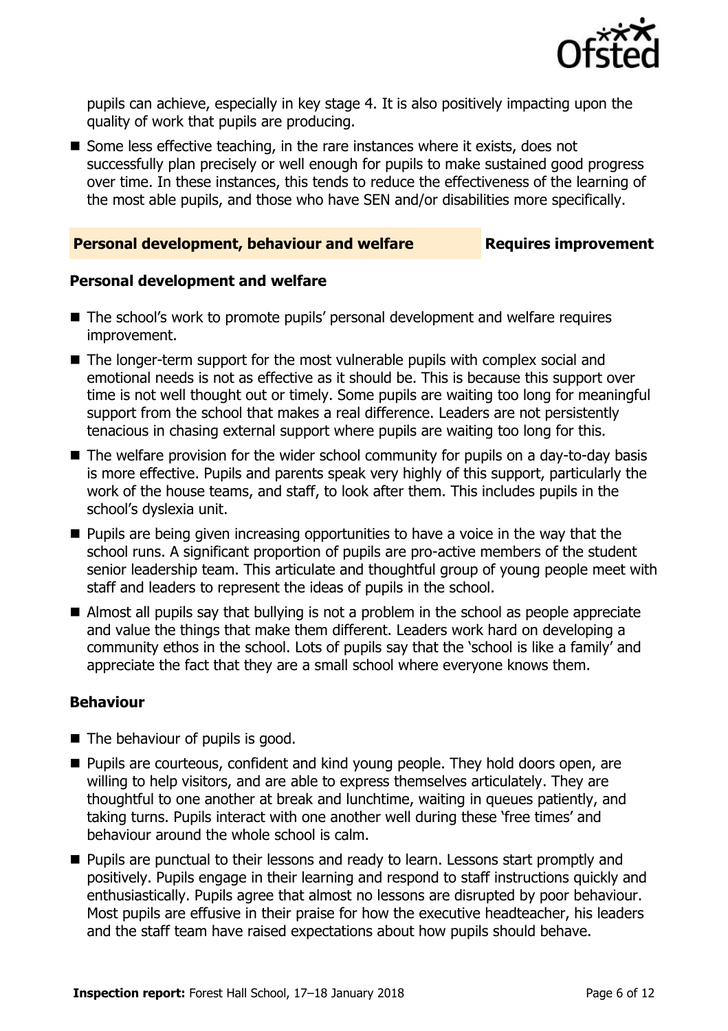pupils can achieve, especially in key stage 4. It is also positively impacting upon the quality of work that pupils are producing.

- Some less effective teaching, in the rare instances where it exists, does not successfully plan precisely or well enough for pupils to make sustained good progress over time. In these instances, this tends to reduce the effectiveness of the learning of the most able pupils, and those who have SEN and/or disabilities more specifically.

## Personal development, behaviour and welfare — Requires improvement

### Personal development and welfare

- The school's work to promote pupils' personal development and welfare requires improvement.
- The longer-term support for the most vulnerable pupils with complex social and emotional needs is not as effective as it should be. This is because this support over time is not well thought out or timely. Some pupils are waiting too long for meaningful support from the school that makes a real difference. Leaders are not persistently tenacious in chasing external support where pupils are waiting too long for this.
- The welfare provision for the wider school community for pupils on a day-to-day basis is more effective. Pupils and parents speak very highly of this support, particularly the work of the house teams, and staff, to look after them. This includes pupils in the school's dyslexia unit.
- Pupils are being given increasing opportunities to have a voice in the way that the school runs. A significant proportion of pupils are pro-active members of the student senior leadership team. This articulate and thoughtful group of young people meet with staff and leaders to represent the ideas of pupils in the school.
- Almost all pupils say that bullying is not a problem in the school as people appreciate and value the things that make them different. Leaders work hard on developing a community ethos in the school. Lots of pupils say that the 'school is like a family' and appreciate the fact that they are a small school where everyone knows them.

### Behaviour

- The behaviour of pupils is good.
- Pupils are courteous, confident and kind young people. They hold doors open, are willing to help visitors, and are able to express themselves articulately. They are thoughtful to one another at break and lunchtime, waiting in queues patiently, and taking turns. Pupils interact with one another well during these 'free times' and behaviour around the whole school is calm.
- Pupils are punctual to their lessons and ready to learn. Lessons start promptly and positively. Pupils engage in their learning and respond to staff instructions quickly and enthusiastically. Pupils agree that almost no lessons are disrupted by poor behaviour. Most pupils are effusive in their praise for how the executive headteacher, his leaders and the staff team have raised expectations about how pupils should behave.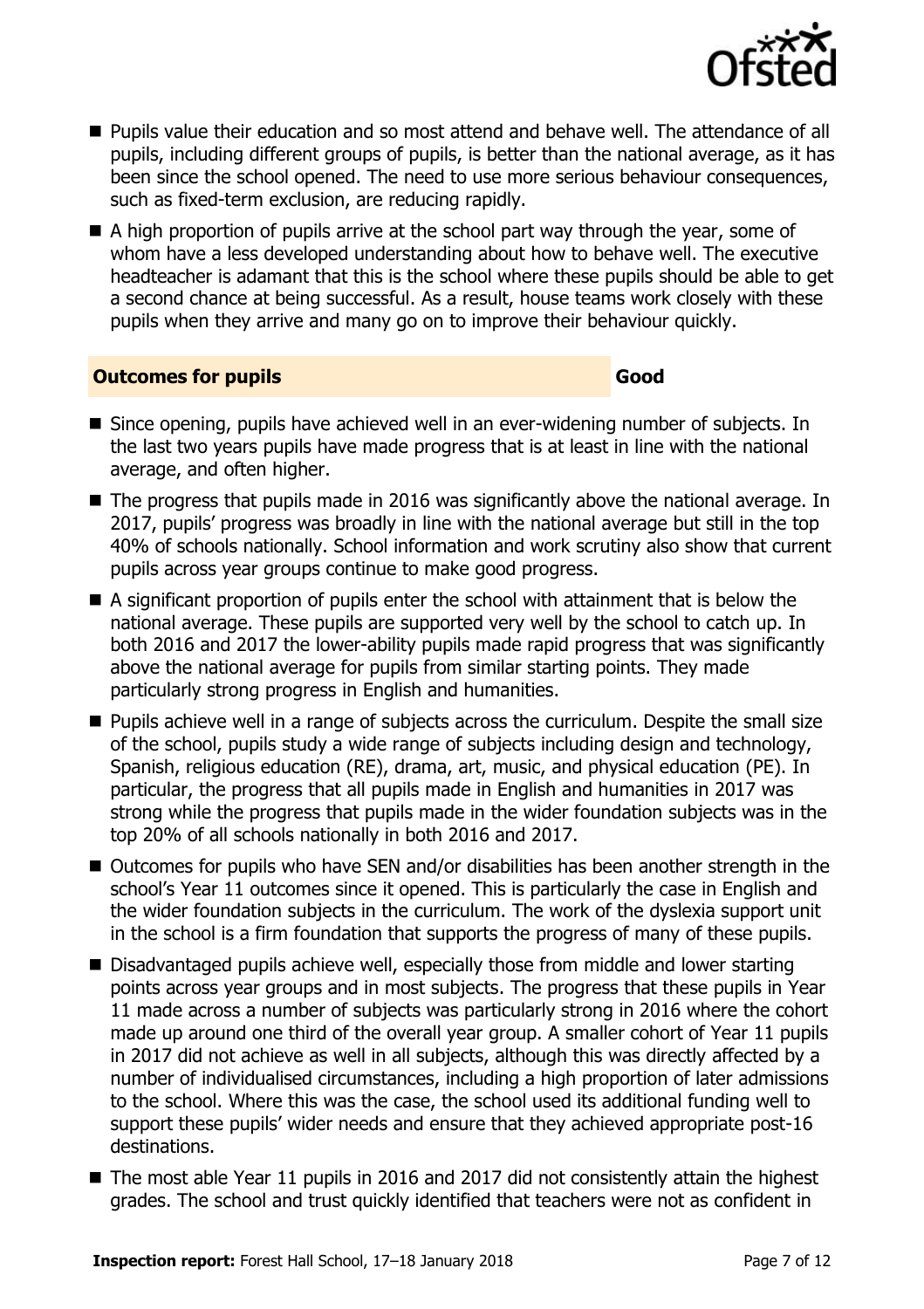- Pupils value their education and so most attend and behave well. The attendance of all pupils, including different groups of pupils, is better than the national average, as it has been since the school opened. The need to use more serious behaviour consequences, such as fixed-term exclusion, are reducing rapidly.
- A high proportion of pupils arrive at the school part way through the year, some of whom have a less developed understanding about how to behave well. The executive headteacher is adamant that this is the school where these pupils should be able to get a second chance at being successful. As a result, house teams work closely with these pupils when they arrive and many go on to improve their behaviour quickly.

## Outcomes for pupils — Good

- Since opening, pupils have achieved well in an ever-widening number of subjects. In the last two years pupils have made progress that is at least in line with the national average, and often higher.
- The progress that pupils made in 2016 was significantly above the national average. In 2017, pupils' progress was broadly in line with the national average but still in the top 40% of schools nationally. School information and work scrutiny also show that current pupils across year groups continue to make good progress.
- A significant proportion of pupils enter the school with attainment that is below the national average. These pupils are supported very well by the school to catch up. In both 2016 and 2017 the lower-ability pupils made rapid progress that was significantly above the national average for pupils from similar starting points. They made particularly strong progress in English and humanities.
- Pupils achieve well in a range of subjects across the curriculum. Despite the small size of the school, pupils study a wide range of subjects including design and technology, Spanish, religious education (RE), drama, art, music, and physical education (PE). In particular, the progress that all pupils made in English and humanities in 2017 was strong while the progress that pupils made in the wider foundation subjects was in the top 20% of all schools nationally in both 2016 and 2017.
- Outcomes for pupils who have SEN and/or disabilities has been another strength in the school's Year 11 outcomes since it opened. This is particularly the case in English and the wider foundation subjects in the curriculum. The work of the dyslexia support unit in the school is a firm foundation that supports the progress of many of these pupils.
- Disadvantaged pupils achieve well, especially those from middle and lower starting points across year groups and in most subjects. The progress that these pupils in Year 11 made across a number of subjects was particularly strong in 2016 where the cohort made up around one third of the overall year group. A smaller cohort of Year 11 pupils in 2017 did not achieve as well in all subjects, although this was directly affected by a number of individualised circumstances, including a high proportion of later admissions to the school. Where this was the case, the school used its additional funding well to support these pupils' wider needs and ensure that they achieved appropriate post-16 destinations.
- The most able Year 11 pupils in 2016 and 2017 did not consistently attain the highest grades. The school and trust quickly identified that teachers were not as confident in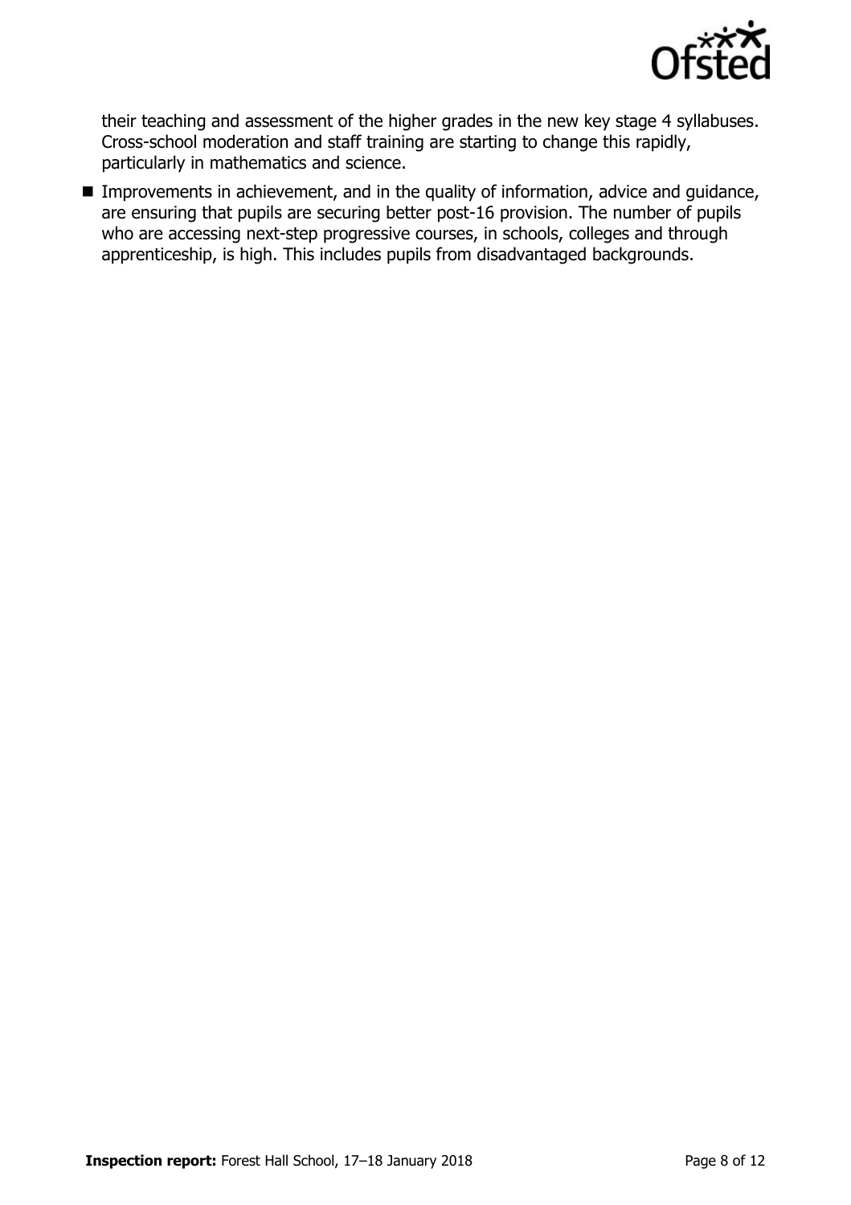their teaching and assessment of the higher grades in the new key stage 4 syllabuses. Cross-school moderation and staff training are starting to change this rapidly, particularly in mathematics and science.

- Improvements in achievement, and in the quality of information, advice and guidance, are ensuring that pupils are securing better post-16 provision. The number of pupils who are accessing next-step progressive courses, in schools, colleges and through apprenticeship, is high. This includes pupils from disadvantaged backgrounds.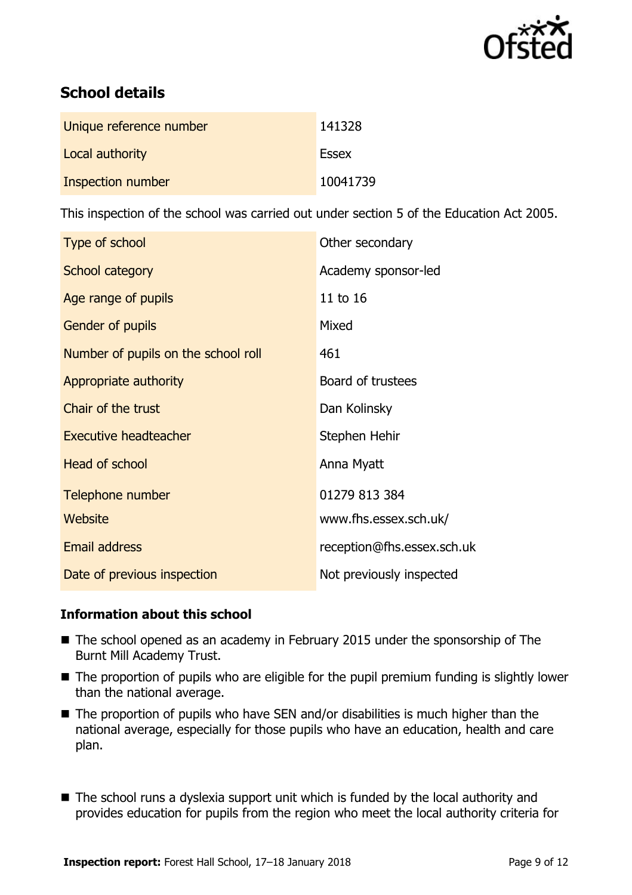## School details

| | |
|---|---|
| Unique reference number | 141328 |
| Local authority | Essex |
| Inspection number | 10041739 |

This inspection of the school was carried out under section 5 of the Education Act 2005.

| | |
|---|---|
| Type of school | Other secondary |
| School category | Academy sponsor-led |
| Age range of pupils | 11 to 16 |
| Gender of pupils | Mixed |
| Number of pupils on the school roll | 461 |
| Appropriate authority | Board of trustees |
| Chair of the trust | Dan Kolinsky |
| Executive headteacher | Stephen Hehir |
| Head of school | Anna Myatt |
| Telephone number | 01279 813 384 |
| Website | www.fhs.essex.sch.uk/ |
| Email address | reception@fhs.essex.sch.uk |
| Date of previous inspection | Not previously inspected |

### Information about this school

- The school opened as an academy in February 2015 under the sponsorship of The Burnt Mill Academy Trust.
- The proportion of pupils who are eligible for the pupil premium funding is slightly lower than the national average.
- The proportion of pupils who have SEN and/or disabilities is much higher than the national average, especially for those pupils who have an education, health and care plan.
- The school runs a dyslexia support unit which is funded by the local authority and provides education for pupils from the region who meet the local authority criteria for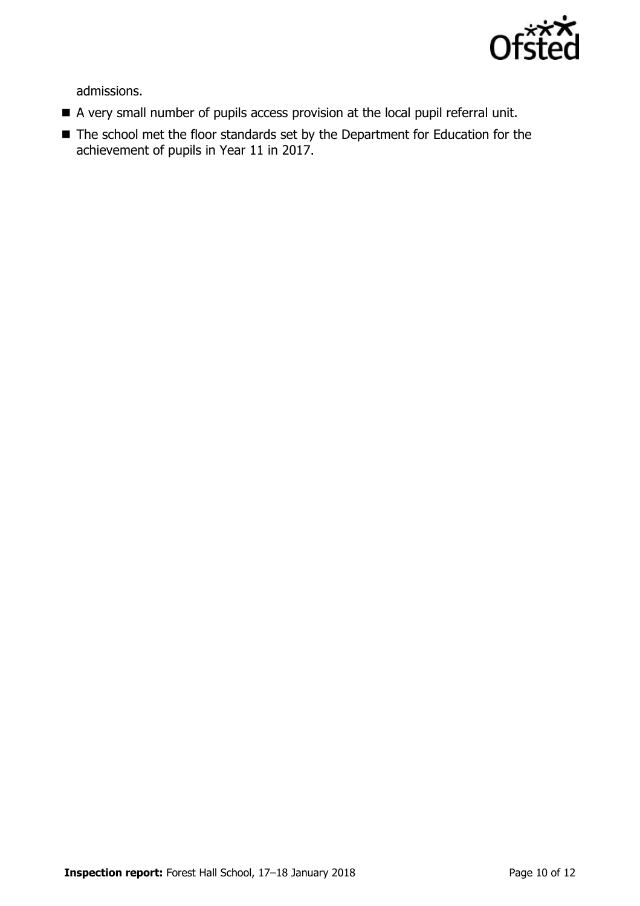admissions.

- A very small number of pupils access provision at the local pupil referral unit.
- The school met the floor standards set by the Department for Education for the achievement of pupils in Year 11 in 2017.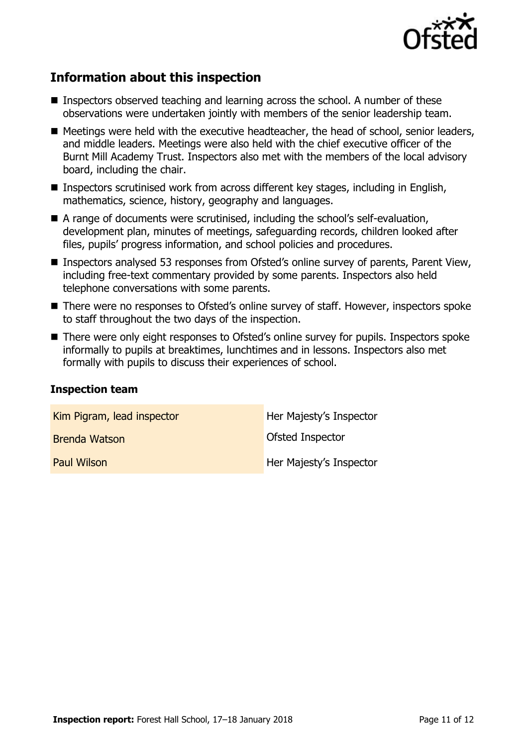## Information about this inspection

- Inspectors observed teaching and learning across the school. A number of these observations were undertaken jointly with members of the senior leadership team.
- Meetings were held with the executive headteacher, the head of school, senior leaders, and middle leaders. Meetings were also held with the chief executive officer of the Burnt Mill Academy Trust. Inspectors also met with the members of the local advisory board, including the chair.
- Inspectors scrutinised work from across different key stages, including in English, mathematics, science, history, geography and languages.
- A range of documents were scrutinised, including the school's self-evaluation, development plan, minutes of meetings, safeguarding records, children looked after files, pupils' progress information, and school policies and procedures.
- Inspectors analysed 53 responses from Ofsted's online survey of parents, Parent View, including free-text commentary provided by some parents. Inspectors also held telephone conversations with some parents.
- There were no responses to Ofsted's online survey of staff. However, inspectors spoke to staff throughout the two days of the inspection.
- There were only eight responses to Ofsted's online survey for pupils. Inspectors spoke informally to pupils at breaktimes, lunchtimes and in lessons. Inspectors also met formally with pupils to discuss their experiences of school.

### Inspection team

| | |
|---|---|
| Kim Pigram, lead inspector | Her Majesty's Inspector |
| Brenda Watson | Ofsted Inspector |
| Paul Wilson | Her Majesty's Inspector |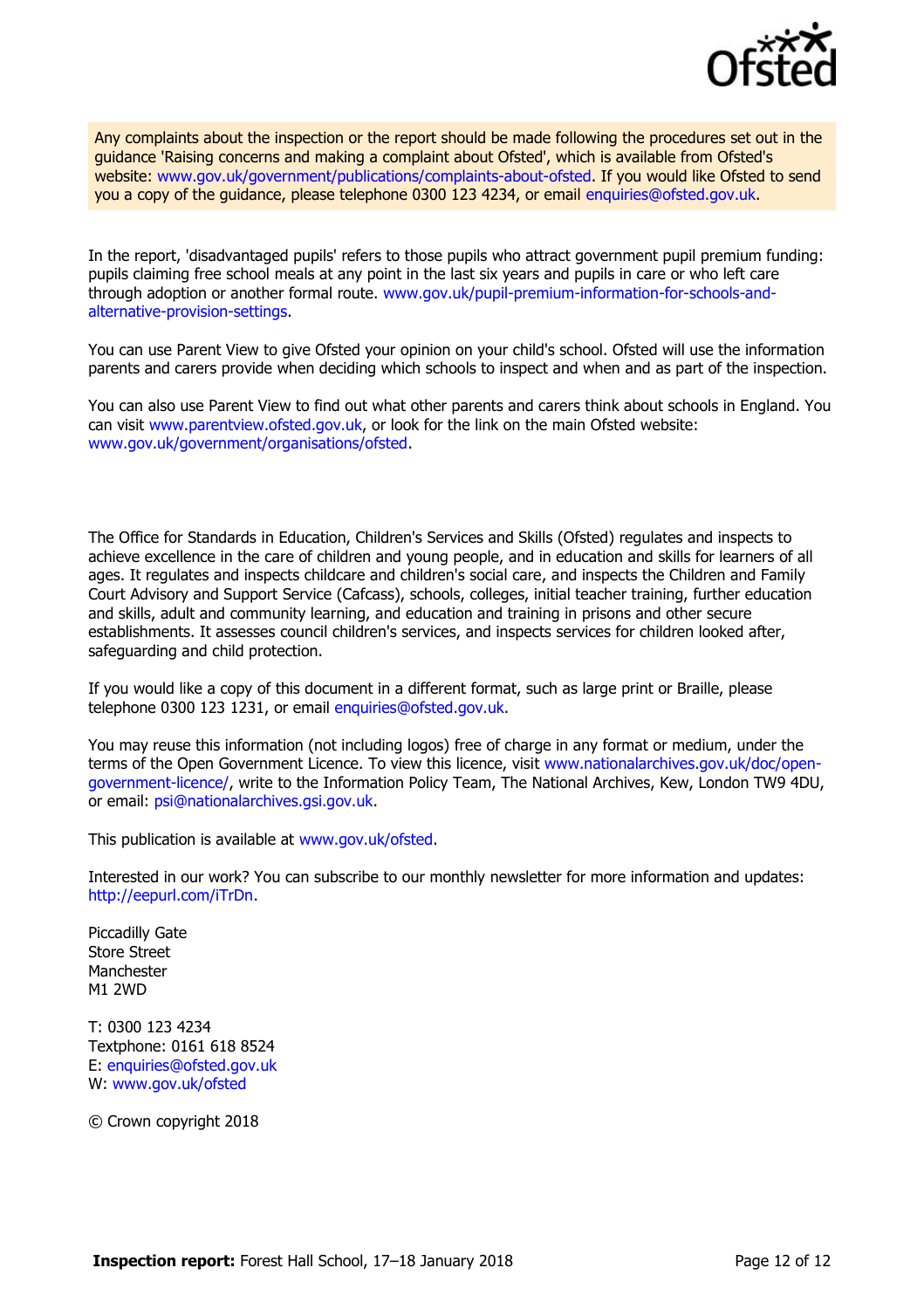Any complaints about the inspection or the report should be made following the procedures set out in the guidance 'Raising concerns and making a complaint about Ofsted', which is available from Ofsted's website: www.gov.uk/government/publications/complaints-about-ofsted. If you would like Ofsted to send you a copy of the guidance, please telephone 0300 123 4234, or email enquiries@ofsted.gov.uk.

In the report, 'disadvantaged pupils' refers to those pupils who attract government pupil premium funding: pupils claiming free school meals at any point in the last six years and pupils in care or who left care through adoption or another formal route. www.gov.uk/pupil-premium-information-for-schools-and-alternative-provision-settings.

You can use Parent View to give Ofsted your opinion on your child's school. Ofsted will use the information parents and carers provide when deciding which schools to inspect and when and as part of the inspection.

You can also use Parent View to find out what other parents and carers think about schools in England. You can visit www.parentview.ofsted.gov.uk, or look for the link on the main Ofsted website: www.gov.uk/government/organisations/ofsted.

The Office for Standards in Education, Children's Services and Skills (Ofsted) regulates and inspects to achieve excellence in the care of children and young people, and in education and skills for learners of all ages. It regulates and inspects childcare and children's social care, and inspects the Children and Family Court Advisory and Support Service (Cafcass), schools, colleges, initial teacher training, further education and skills, adult and community learning, and education and training in prisons and other secure establishments. It assesses council children's services, and inspects services for children looked after, safeguarding and child protection.

If you would like a copy of this document in a different format, such as large print or Braille, please telephone 0300 123 1231, or email enquiries@ofsted.gov.uk.

You may reuse this information (not including logos) free of charge in any format or medium, under the terms of the Open Government Licence. To view this licence, visit www.nationalarchives.gov.uk/doc/open-government-licence/, write to the Information Policy Team, The National Archives, Kew, London TW9 4DU, or email: psi@nationalarchives.gsi.gov.uk.

This publication is available at www.gov.uk/ofsted.

Interested in our work? You can subscribe to our monthly newsletter for more information and updates: http://eepurl.com/iTrDn.

Piccadilly Gate
Store Street
Manchester
M1 2WD

T: 0300 123 4234
Textphone: 0161 618 8524
E: enquiries@ofsted.gov.uk
W: www.gov.uk/ofsted

© Crown copyright 2018